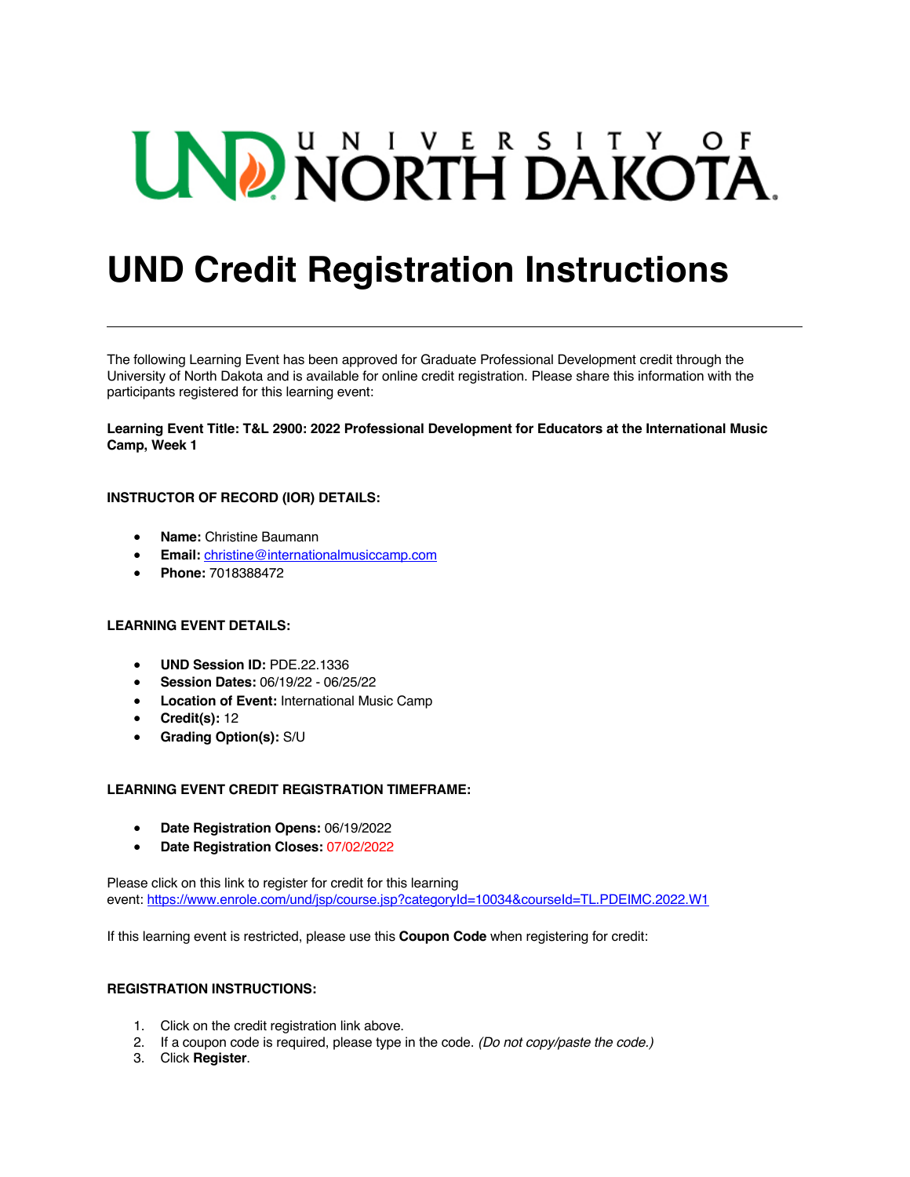# UND Credit Registration Instructions

---

The following Learning Event has been approved for Graduate Professional Development credit through the University of North Dakota and is available for online credit registration. Please share this information with the participants registered for this learning event:

**Learning Event Title: T&L 2900: 2022 Professional Development for Educators at the International Music Camp, Week 1**

**INSTRUCTOR OF RECORD (IOR) DETAILS:**

- **Name:** Christine Baumann
- **Email:** christine@internationalmusiccamp.com
- **Phone:** 7018388472

**LEARNING EVENT DETAILS:**

- **UND Session ID:** PDE.22.1336
- **Session Dates:** 06/19/22 - 06/25/22
- **Location of Event:** International Music Camp
- **Credit(s):** 12
- **Grading Option(s):** S/U

**LEARNING EVENT CREDIT REGISTRATION TIMEFRAME:**

- **Date Registration Opens:** 06/19/2022
- **Date Registration Closes:** 07/02/2022

Please click on this link to register for credit for this learning event: https://www.enrole.com/und/jsp/course.jsp?categoryId=10034&courseId=TL.PDEIMC.2022.W1

If this learning event is restricted, please use this **Coupon Code** when registering for credit:

**REGISTRATION INSTRUCTIONS:**

1. Click on the credit registration link above.
2. If a coupon code is required, please type in the code. *(Do not copy/paste the code.)*
3. Click **Register**.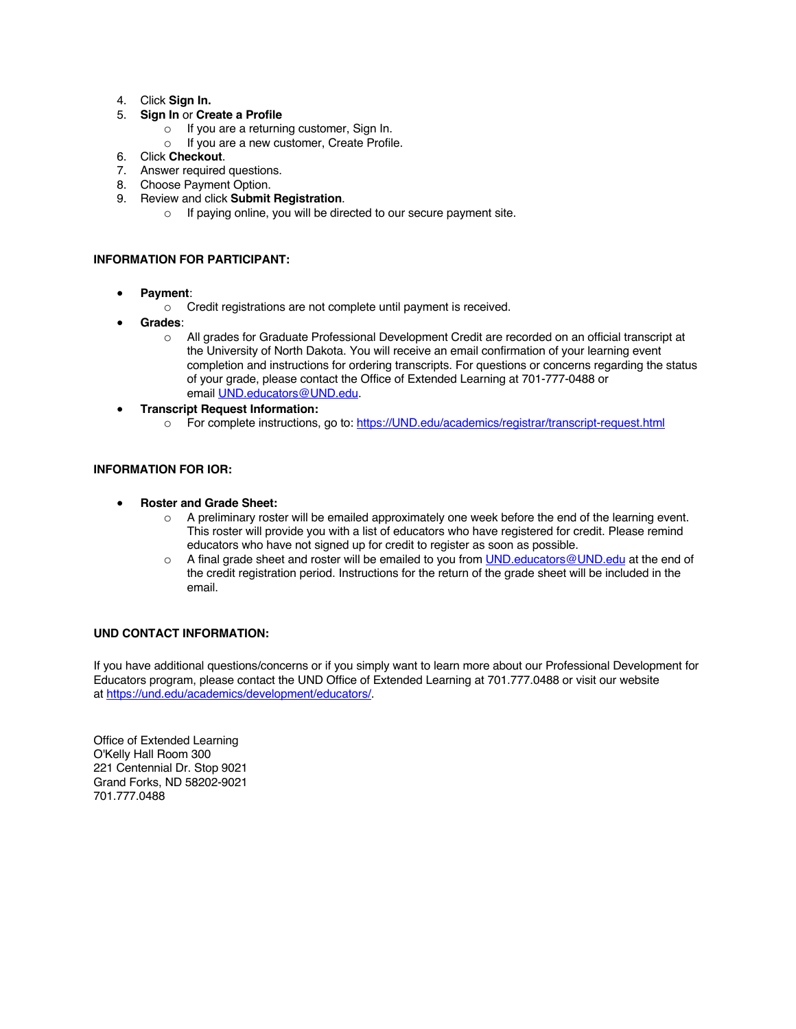4. Click **Sign In.**
5. **Sign In** or **Create a Profile**
   - If you are a returning customer, Sign In.
   - If you are a new customer, Create Profile.
6. Click **Checkout**.
7. Answer required questions.
8. Choose Payment Option.
9. Review and click **Submit Registration**.
   - If paying online, you will be directed to our secure payment site.

**INFORMATION FOR PARTICIPANT:**

- **Payment**:
  - Credit registrations are not complete until payment is received.
- **Grades**:
  - All grades for Graduate Professional Development Credit are recorded on an official transcript at the University of North Dakota. You will receive an email confirmation of your learning event completion and instructions for ordering transcripts. For questions or concerns regarding the status of your grade, please contact the Office of Extended Learning at 701-777-0488 or email UND.educators@UND.edu.
- **Transcript Request Information:**
  - For complete instructions, go to: https://UND.edu/academics/registrar/transcript-request.html

**INFORMATION FOR IOR:**

- **Roster and Grade Sheet:**
  - A preliminary roster will be emailed approximately one week before the end of the learning event. This roster will provide you with a list of educators who have registered for credit. Please remind educators who have not signed up for credit to register as soon as possible.
  - A final grade sheet and roster will be emailed to you from UND.educators@UND.edu at the end of the credit registration period. Instructions for the return of the grade sheet will be included in the email.

**UND CONTACT INFORMATION:**

If you have additional questions/concerns or if you simply want to learn more about our Professional Development for Educators program, please contact the UND Office of Extended Learning at 701.777.0488 or visit our website at https://und.edu/academics/development/educators/.

Office of Extended Learning
O'Kelly Hall Room 300
221 Centennial Dr. Stop 9021
Grand Forks, ND 58202-9021
701.777.0488